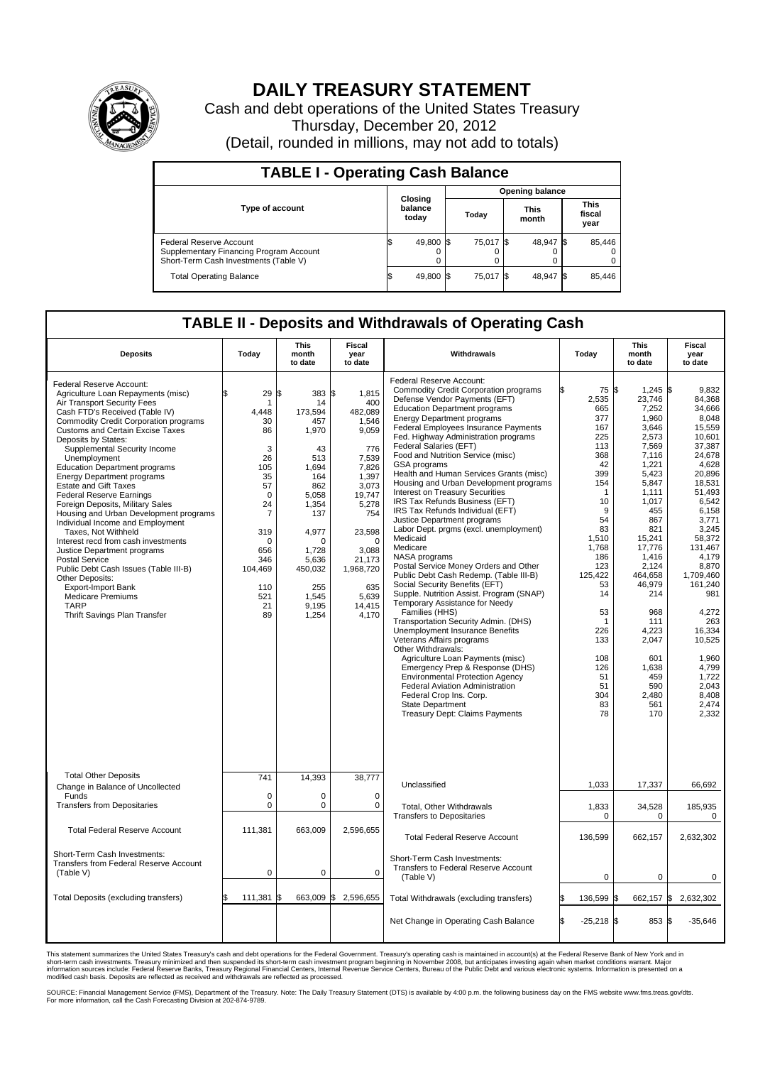# DAILY TREASURY STATEMENT

Cash and debt operations of the United States Treasury
Thursday, December 20, 2012
(Detail, rounded in millions, may not add to totals)

## TABLE I - Operating Cash Balance

| Type of account | Closing balance today | Opening balance Today | Opening balance This month | Opening balance This fiscal year |
|---|---|---|---|---|
| Federal Reserve Account | $ 49,800 | $ 75,017 | $ 48,947 | $ 85,446 |
| Supplementary Financing Program Account | 0 | 0 | 0 | 0 |
| Short-Term Cash Investments (Table V) | 0 | 0 | 0 | 0 |
| Total Operating Balance | $ 49,800 | $ 75,017 | $ 48,947 | $ 85,446 |

## TABLE II - Deposits and Withdrawals of Operating Cash

| Deposits | Today | This month to date | Fiscal year to date | Withdrawals | Today | This month to date | Fiscal year to date |
|---|---|---|---|---|---|---|---|
| Federal Reserve Account: | | | | Federal Reserve Account: | | | |
| Agriculture Loan Repayments (misc) | $ 29 | $ 383 | $ 1,815 | Commodity Credit Corporation programs | $ 75 | $ 1,245 | $ 9,832 |
| Air Transport Security Fees | 1 | 14 | 400 | Defense Vendor Payments (EFT) | 2,535 | 23,746 | 84,368 |
| Cash FTD's Received (Table IV) | 4,448 | 173,594 | 482,089 | Education Department programs | 665 | 7,252 | 34,666 |
| Commodity Credit Corporation programs | 30 | 457 | 1,546 | Energy Department programs | 377 | 1,960 | 8,048 |
| Customs and Certain Excise Taxes | 86 | 1,970 | 9,059 | Federal Employees Insurance Payments | 167 | 3,646 | 15,559 |
| Deposits by States: | | | | Fed. Highway Administration programs | 225 | 2,573 | 10,601 |
| Supplemental Security Income | 3 | 43 | 776 | Federal Salaries (EFT) | 113 | 7,569 | 37,387 |
| Unemployment | 26 | 513 | 7,539 | Food and Nutrition Service (misc) | 368 | 7,116 | 24,678 |
| Education Department programs | 105 | 1,694 | 7,826 | GSA programs | 42 | 1,221 | 4,628 |
| Energy Department programs | 35 | 164 | 1,397 | Health and Human Services Grants (misc) | 399 | 5,423 | 20,896 |
| Estate and Gift Taxes | 57 | 862 | 3,073 | Housing and Urban Development programs | 154 | 5,847 | 18,531 |
| Federal Reserve Earnings | 0 | 5,058 | 19,747 | Interest on Treasury Securities | 1 | 1,111 | 51,493 |
| Foreign Deposits, Military Sales | 24 | 1,354 | 5,278 | IRS Tax Refunds Business (EFT) | 10 | 1,017 | 6,542 |
| Housing and Urban Development programs | 7 | 137 | 754 | IRS Tax Refunds Individual (EFT) | 9 | 455 | 6,158 |
| Individual Income and Employment | | | | Justice Department programs | 54 | 867 | 3,771 |
| Taxes, Not Withheld | 319 | 4,977 | 23,598 | Labor Dept. prgms (excl. unemployment) | 83 | 821 | 3,245 |
| Interest recd from cash investments | 0 | 0 | 0 | Medicaid | 1,510 | 15,241 | 58,372 |
| Justice Department programs | 656 | 1,728 | 3,088 | Medicare | 1,768 | 17,776 | 131,467 |
| Postal Service | 346 | 5,636 | 21,173 | NASA programs | 186 | 1,416 | 4,179 |
| Public Debt Cash Issues (Table III-B) | 104,469 | 450,032 | 1,968,720 | Postal Service Money Orders and Other | 123 | 2,124 | 8,870 |
| Other Deposits: | | | | Public Debt Cash Redemp. (Table III-B) | 125,422 | 464,658 | 1,709,460 |
| Export-Import Bank | 110 | 255 | 635 | Social Security Benefits (EFT) | 53 | 46,979 | 161,240 |
| Medicare Premiums | 521 | 1,545 | 5,639 | Supple. Nutrition Assist. Program (SNAP) | 14 | 214 | 981 |
| TARP | 21 | 9,195 | 14,415 | Temporary Assistance for Needy | | | |
| Thrift Savings Plan Transfer | 89 | 1,254 | 4,170 | Families (HHS) | 53 | 968 | 4,272 |
| | | | | Transportation Security Admin. (DHS) | 1 | 111 | 263 |
| | | | | Unemployment Insurance Benefits | 226 | 4,223 | 16,334 |
| | | | | Veterans Affairs programs | 133 | 2,047 | 10,525 |
| | | | | Other Withdrawals: | | | |
| | | | | Agriculture Loan Payments (misc) | 108 | 601 | 1,960 |
| | | | | Emergency Prep & Response (DHS) | 126 | 1,638 | 4,799 |
| | | | | Environmental Protection Agency | 51 | 459 | 1,722 |
| | | | | Federal Aviation Administration | 51 | 590 | 2,043 |
| | | | | Federal Crop Ins. Corp. | 304 | 2,480 | 8,408 |
| | | | | State Department | 83 | 561 | 2,474 |
| | | | | Treasury Dept: Claims Payments | 78 | 170 | 2,332 |
| Total Other Deposits | 741 | 14,393 | 38,777 | Unclassified | 1,033 | 17,337 | 66,692 |
| Change in Balance of Uncollected Funds | 0 | 0 | 0 | | | | |
| Transfers from Depositaries | 0 | 0 | 0 | Total, Other Withdrawals | 1,833 | 34,528 | 185,935 |
| | | | | Transfers to Depositaries | 0 | 0 | 0 |
| Total Federal Reserve Account | 111,381 | 663,009 | 2,596,655 | Total Federal Reserve Account | 136,599 | 662,157 | 2,632,302 |
| Short-Term Cash Investments: Transfers from Federal Reserve Account (Table V) | 0 | 0 | 0 | Short-Term Cash Investments: Transfers to Federal Reserve Account (Table V) | 0 | 0 | 0 |
| Total Deposits (excluding transfers) | $ 111,381 | $ 663,009 | $ 2,596,655 | Total Withdrawals (excluding transfers) | $ 136,599 | $ 662,157 | $ 2,632,302 |
| | | | | Net Change in Operating Cash Balance | $ -25,218 | $ 853 | $ -35,646 |

This statement summarizes the United States Treasury's cash and debt operations for the Federal Government. Treasury's operating cash is maintained in account(s) at the Federal Reserve Bank of New York and in short-term cash investments. Treasury minimized and then suspended its short-term cash investment program beginning in November 2008, but anticipates investing again when market conditions warrant. Major information sources include: Federal Reserve Banks, Treasury Regional Financial Centers, Internal Revenue Service Centers, Bureau of the Public Debt and various electronic systems. Information is presented on a modified cash basis. Deposits are reflected as received and withdrawals are reflected as processed.

SOURCE: Financial Management Service (FMS), Department of the Treasury. Note: The Daily Treasury Statement (DTS) is available by 4:00 p.m. the following business day on the FMS website www.fms.treas.gov/dts. For more information, call the Cash Forecasting Division at 202-874-9789.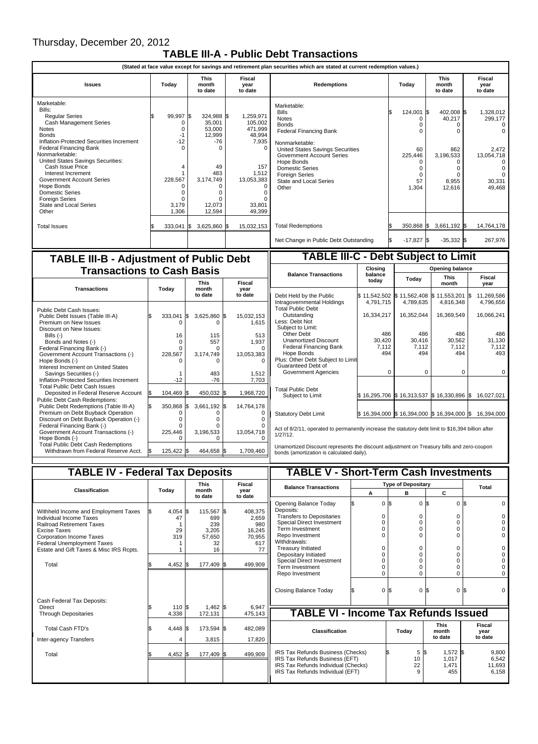Thursday, December 20, 2012

# TABLE III-A - Public Debt Transactions

(Stated at face value except for savings and retirement plan securities which are stated at current redemption values.)

| Issues | Today | This month to date | Fiscal year to date |
|---|---|---|---|
| Marketable: | | | |
| Bills: | | | |
| Regular Series | $ 99,997 | $ 324,988 | $ 1,259,971 |
| Cash Management Series | 0 | 35,001 | 105,002 |
| Notes | 0 | 53,000 | 471,999 |
| Bonds | -1 | 12,999 | 48,994 |
| Inflation-Protected Securities Increment | -12 | -76 | 7,935 |
| Federal Financing Bank | 0 | 0 | 0 |
| Nonmarketable: | | | |
| United States Savings Securities: | | | |
| Cash Issue Price | 4 | 49 | 157 |
| Interest Increment | 1 | 483 | 1,512 |
| Government Account Series | 228,567 | 3,174,749 | 13,053,383 |
| Hope Bonds | 0 | 0 | 0 |
| Domestic Series | 0 | 0 | 0 |
| Foreign Series | 0 | 0 | 0 |
| State and Local Series | 3,179 | 12,073 | 33,801 |
| Other | 1,306 | 12,594 | 49,399 |
| Total Issues | $ 333,041 | $ 3,625,860 | $ 15,032,153 |

| Redemptions | Today | This month to date | Fiscal year to date |
|---|---|---|---|
| Marketable: | | | |
| Bills | $ 124,001 | $ 402,008 | $ 1,328,012 |
| Notes | 0 | 40,217 | 299,177 |
| Bonds | 0 | 0 | 0 |
| Federal Financing Bank | 0 | 0 | 0 |
| Nonmarketable: | | | |
| United States Savings Securities | 60 | 862 | 2,472 |
| Government Account Series | 225,446 | 3,196,533 | 13,054,718 |
| Hope Bonds | 0 | 0 | 0 |
| Domestic Series | 0 | 0 | 0 |
| Foreign Series | 0 | 0 | 0 |
| State and Local Series | 57 | 8,955 | 30,331 |
| Other | 1,304 | 12,616 | 49,468 |
| Total Redemptions | $ 350,868 | $ 3,661,192 | $ 14,764,178 |
| Net Change in Public Debt Outstanding | $ -17,827 | $ -35,332 | $ 267,976 |

# TABLE III-B - Adjustment of Public Debt Transactions to Cash Basis

| Transactions | Today | This month to date | Fiscal year to date |
|---|---|---|---|
| Public Debt Cash Issues: | | | |
| Public Debt Issues (Table III-A) | $ 333,041 | $ 3,625,860 | $ 15,032,153 |
| Premium on New Issues | 0 | 0 | 1,615 |
| Discount on New Issues: | | | |
| Bills (-) | 16 | 115 | 513 |
| Bonds and Notes (-) | 0 | 557 | 1,937 |
| Federal Financing Bank (-) | 0 | 0 | 0 |
| Government Account Transactions (-) | 228,567 | 3,174,749 | 13,053,383 |
| Hope Bonds (-) | 0 | 0 | 0 |
| Interest Increment on United States Savings Securities (-) | 1 | 483 | 1,512 |
| Inflation-Protected Securities Increment | -12 | -76 | 7,703 |
| Total Public Debt Cash Issues Deposited in Federal Reserve Account | $ 104,469 | $ 450,032 | $ 1,968,720 |
| Public Debt Cash Redemptions: | | | |
| Public Debt Redemptions (Table III-A) | $ 350,868 | $ 3,661,192 | $ 14,764,178 |
| Premium on Debt Buyback Operation | 0 | 0 | 0 |
| Discount on Debt Buyback Operation (-) | 0 | 0 | 0 |
| Federal Financing Bank (-) | 0 | 0 | 0 |
| Government Account Transactions (-) | 225,446 | 3,196,533 | 13,054,718 |
| Hope Bonds (-) | 0 | 0 | 0 |
| Total Public Debt Cash Redemptions Withdrawn from Federal Reserve Acct. | $ 125,422 | $ 464,658 | $ 1,709,460 |

# TABLE III-C - Debt Subject to Limit

| Balance Transactions | Closing balance today | Opening balance Today | Opening balance This month | Opening balance Fiscal year |
|---|---|---|---|---|
| Debt Held by the Public | $ 11,542,502 | $ 11,562,408 | $ 11,553,201 | $ 11,269,586 |
| Intragovernmental Holdings | 4,791,715 | 4,789,635 | 4,816,348 | 4,796,656 |
| Total Public Debt Outstanding | 16,334,217 | 16,352,044 | 16,369,549 | 16,066,241 |
| Less: Debt Not Subject to Limit: | | | | |
| Other Debt | 486 | 486 | 486 | 486 |
| Unamortized Discount | 30,420 | 30,416 | 30,562 | 31,130 |
| Federal Financing Bank | 7,112 | 7,112 | 7,112 | 7,112 |
| Hope Bonds | 494 | 494 | 494 | 493 |
| Plus: Other Debt Subject to Limit | | | | |
| Guaranteed Debt of Government Agencies | 0 | 0 | 0 | 0 |
| Total Public Debt Subject to Limit | $ 16,295,706 | $ 16,313,537 | $ 16,330,896 | $ 16,027,021 |
| Statutory Debt Limit | $ 16,394,000 | $ 16,394,000 | $ 16,394,000 | $ 16,394,000 |

Act of 8/2/11, operated to permanently increase the statutory debt limit to $16,394 billion after 1/27/12.

Unamortized Discount represents the discount adjustment on Treasury bills and zero-coupon bonds (amortization is calculated daily).

# TABLE IV - Federal Tax Deposits

| Classification | Today | This month to date | Fiscal year to date |
|---|---|---|---|
| Withheld Income and Employment Taxes | $ 4,054 | $ 115,567 | $ 408,375 |
| Individual Income Taxes | 47 | 699 | 2,659 |
| Railroad Retirement Taxes | 1 | 239 | 980 |
| Excise Taxes | 29 | 3,205 | 16,245 |
| Corporation Income Taxes | 319 | 57,650 | 70,955 |
| Federal Unemployment Taxes | 1 | 32 | 617 |
| Estate and Gift Taxes & Misc IRS Rcpts. | 1 | 16 | 77 |
| Total | $ 4,452 | $ 177,409 | $ 499,909 |
| Cash Federal Tax Deposits: | | | |
| Direct | $ 110 | $ 1,462 | $ 6,947 |
| Through Depositaries | 4,338 | 172,131 | 475,143 |
| Total Cash FTD's | $ 4,448 | $ 173,594 | $ 482,089 |
| Inter-agency Transfers | 4 | 3,815 | 17,820 |
| Total | $ 4,452 | $ 177,409 | $ 499,909 |

# TABLE V - Short-Term Cash Investments

| Balance Transactions | Type of Depositary A | Type of Depositary B | Type of Depositary C | Total |
|---|---|---|---|---|
| Opening Balance Today | $ 0 | $ 0 | $ 0 | $ 0 |
| Deposits: | | | | |
| Transfers to Depositaries | 0 | 0 | 0 | 0 |
| Special Direct Investment | 0 | 0 | 0 | 0 |
| Term Investment | 0 | 0 | 0 | 0 |
| Repo Investment | 0 | 0 | 0 | 0 |
| Withdrawals: | | | | |
| Treasury Initiated | 0 | 0 | 0 | 0 |
| Depositary Initiated | 0 | 0 | 0 | 0 |
| Special Direct Investment | 0 | 0 | 0 | 0 |
| Term Investment | 0 | 0 | 0 | 0 |
| Repo Investment | 0 | 0 | 0 | 0 |
| Closing Balance Today | $ 0 | $ 0 | $ 0 | $ 0 |

# TABLE VI - Income Tax Refunds Issued

| Classification | Today | This month to date | Fiscal year to date |
|---|---|---|---|
| IRS Tax Refunds Business (Checks) | $ 5 | $ 1,572 | $ 9,800 |
| IRS Tax Refunds Business (EFT) | 10 | 1,017 | 6,542 |
| IRS Tax Refunds Individual (Checks) | 22 | 1,471 | 11,693 |
| IRS Tax Refunds Individual (EFT) | 9 | 455 | 6,158 |